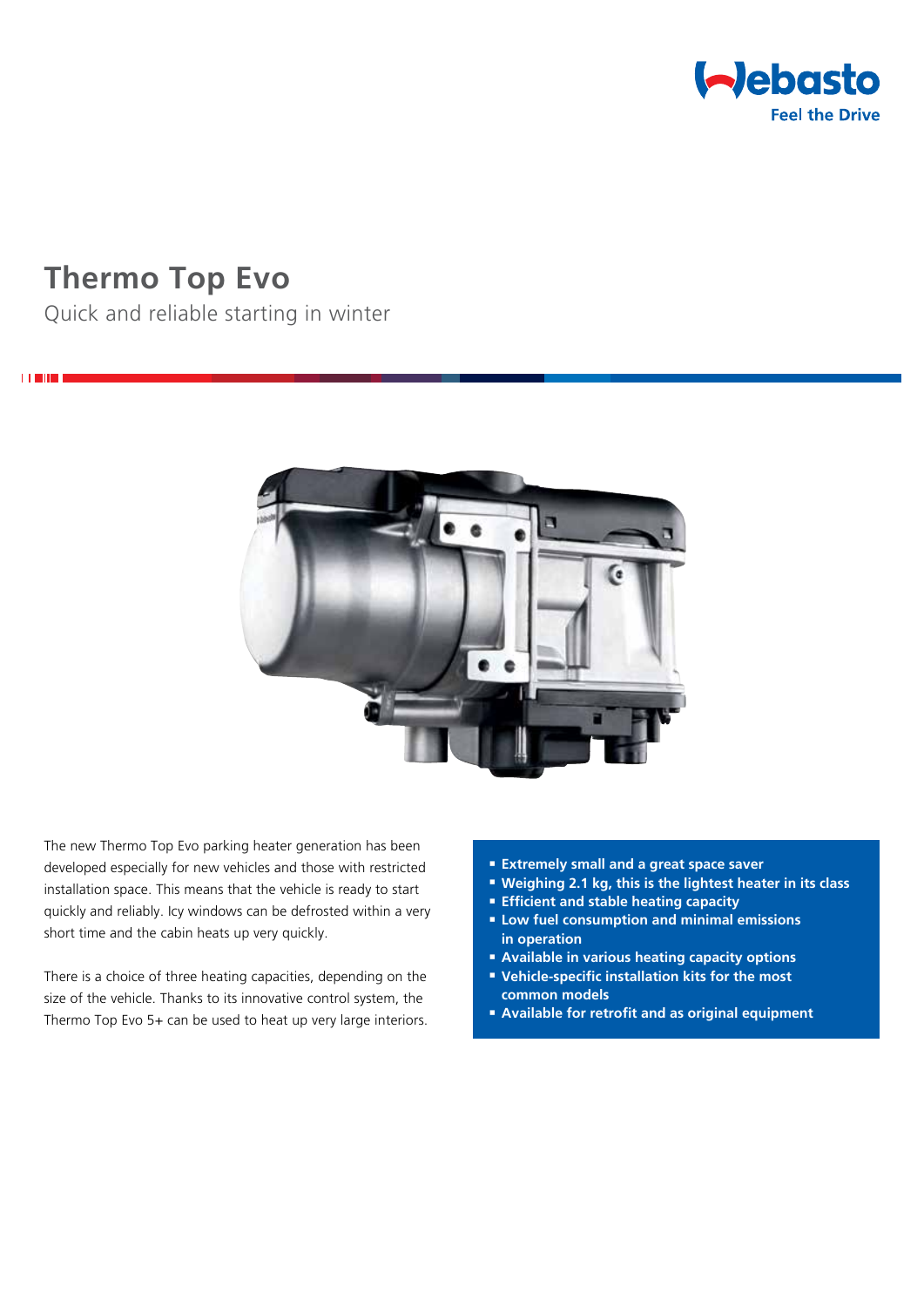Webasto
Feel the Drive

# Thermo Top Evo

## Quick and reliable starting in winter

The new Thermo Top Evo parking heater generation has been developed especially for new vehicles and those with restricted installation space. This means that the vehicle is ready to start quickly and reliably. Icy windows can be defrosted within a very short time and the cabin heats up very quickly.

There is a choice of three heating capacities, depending on the size of the vehicle. Thanks to its innovative control system, the Thermo Top Evo 5+ can be used to heat up very large interiors.

- **Extremely small and a great space saver**
- **Weighing 2.1 kg, this is the lightest heater in its class**
- **Efficient and stable heating capacity**
- **Low fuel consumption and minimal emissions in operation**
- **Available in various heating capacity options**
- **Vehicle-specific installation kits for the most common models**
- **Available for retrofit and as original equipment**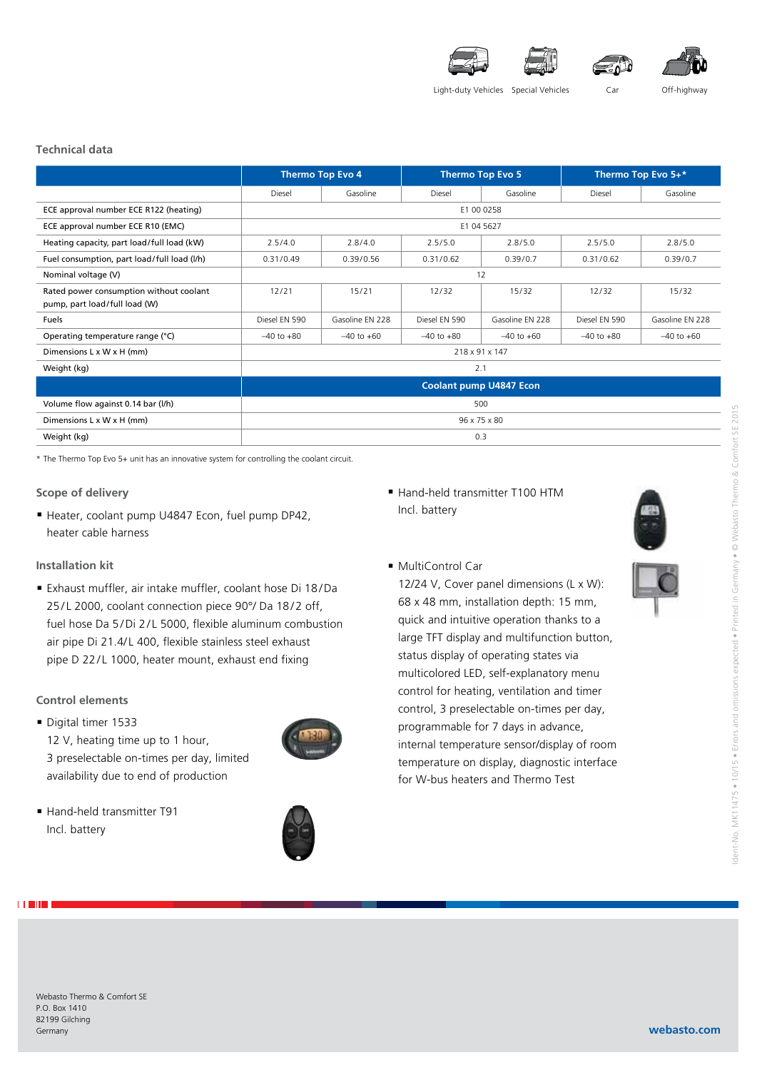Light-duty Vehicles Special Vehicles Car Off-highway

## Technical data

| | Thermo Top Evo 4 | | Thermo Top Evo 5 | | Thermo Top Evo 5+* | |
|---|---|---|---|---|---|---|
| | Diesel | Gasoline | Diesel | Gasoline | Diesel | Gasoline |
| ECE approval number ECE R122 (heating) | E1 00 0258 | | | | | |
| ECE approval number ECE R10 (EMC) | E1 04 5627 | | | | | |
| Heating capacity, part load/full load (kW) | 2.5/4.0 | 2.8/4.0 | 2.5/5.0 | 2.8/5.0 | 2.5/5.0 | 2.8/5.0 |
| Fuel consumption, part load/full load (l/h) | 0.31/0.49 | 0.39/0.56 | 0.31/0.62 | 0.39/0.7 | 0.31/0.62 | 0.39/0.7 |
| Nominal voltage (V) | 12 | | | | | |
| Rated power consumption without coolant pump, part load/full load (W) | 12/21 | 15/21 | 12/32 | 15/32 | 12/32 | 15/32 |
| Fuels | Diesel EN 590 | Gasoline EN 228 | Diesel EN 590 | Gasoline EN 228 | Diesel EN 590 | Gasoline EN 228 |
| Operating temperature range (°C) | –40 to +80 | –40 to +60 | –40 to +80 | –40 to +60 | –40 to +80 | –40 to +60 |
| Dimensions L x W x H (mm) | 218 x 91 x 147 | | | | | |
| Weight (kg) | 2.1 | | | | | |
| | Coolant pump U4847 Econ | | | | | |
| Volume flow against 0.14 bar (l/h) | 500 | | | | | |
| Dimensions L x W x H (mm) | 96 x 75 x 80 | | | | | |
| Weight (kg) | 0.3 | | | | | |

* The Thermo Top Evo 5+ unit has an innovative system for controlling the coolant circuit.

### Scope of delivery

- Heater, coolant pump U4847 Econ, fuel pump DP42, heater cable harness

### Installation kit

- Exhaust muffler, air intake muffler, coolant hose Di 18/Da 25/L 2000, coolant connection piece 90°/ Da 18/2 off, fuel hose Da 5/Di 2/L 5000, flexible aluminum combustion air pipe Di 21.4/L 400, flexible stainless steel exhaust pipe D 22/L 1000, heater mount, exhaust end fixing

### Control elements

- Digital timer 1533
  12 V, heating time up to 1 hour, 3 preselectable on-times per day, limited availability due to end of production
- Hand-held transmitter T91
  Incl. battery
- Hand-held transmitter T100 HTM
  Incl. battery
- MultiControl Car
  12/24 V, Cover panel dimensions (L x W): 68 x 48 mm, installation depth: 15 mm, quick and intuitive operation thanks to a large TFT display and multifunction button, status display of operating states via multicolored LED, self-explanatory menu control for heating, ventilation and timer control, 3 preselectable on-times per day, programmable for 7 days in advance, internal temperature sensor/display of room temperature on display, diagnostic interface for W-bus heaters and Thermo Test

Ident-No. MK11475 • 10/15 • Errors and omissions expected • Printed in Germany • © Webasto Thermo & Comfort SE 2015

Webasto Thermo & Comfort SE
P.O. Box 1410
82199 Gilching
Germany

webasto.com